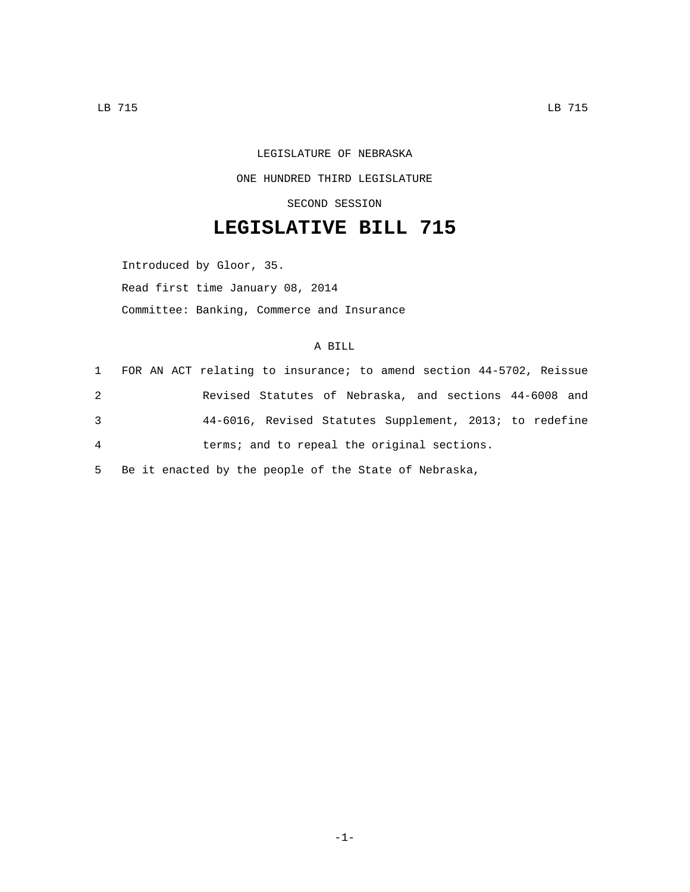LEGISLATURE OF NEBRASKA

ONE HUNDRED THIRD LEGISLATURE

SECOND SESSION

# LEGISLATIVE BILL 715

Introduced by Gloor, 35.

Read first time January 08, 2014

Committee: Banking, Commerce and Insurance

A BILL

1 FOR AN ACT relating to insurance; to amend section 44-5702, Reissue
2 Revised Statutes of Nebraska, and sections 44-6008 and
3 44-6016, Revised Statutes Supplement, 2013; to redefine
4 terms; and to repeal the original sections.
5 Be it enacted by the people of the State of Nebraska,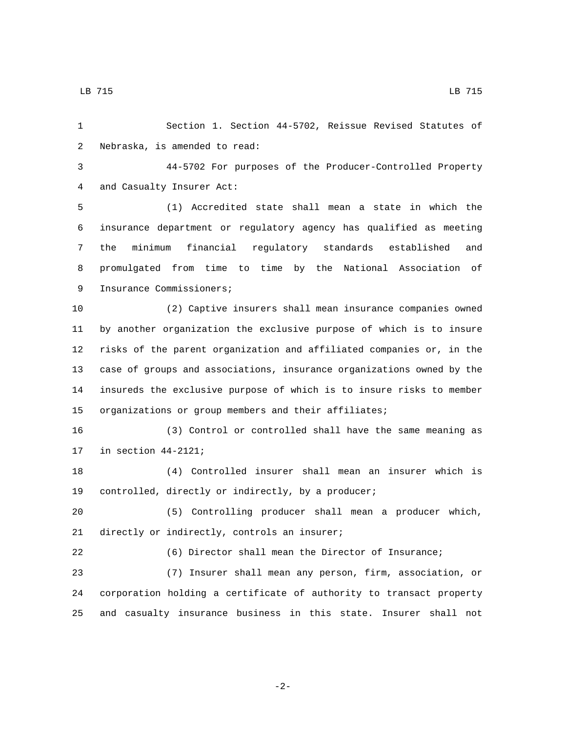Section 1. Section 44-5702, Reissue Revised Statutes of Nebraska, is amended to read:

44-5702 For purposes of the Producer-Controlled Property and Casualty Insurer Act:

(1) Accredited state shall mean a state in which the insurance department or regulatory agency has qualified as meeting the minimum financial regulatory standards established and promulgated from time to time by the National Association of Insurance Commissioners;

(2) Captive insurers shall mean insurance companies owned by another organization the exclusive purpose of which is to insure risks of the parent organization and affiliated companies or, in the case of groups and associations, insurance organizations owned by the insureds the exclusive purpose of which is to insure risks to member organizations or group members and their affiliates;

(3) Control or controlled shall have the same meaning as in section 44-2121;

(4) Controlled insurer shall mean an insurer which is controlled, directly or indirectly, by a producer;

(5) Controlling producer shall mean a producer which, directly or indirectly, controls an insurer;

(6) Director shall mean the Director of Insurance;

(7) Insurer shall mean any person, firm, association, or corporation holding a certificate of authority to transact property and casualty insurance business in this state. Insurer shall not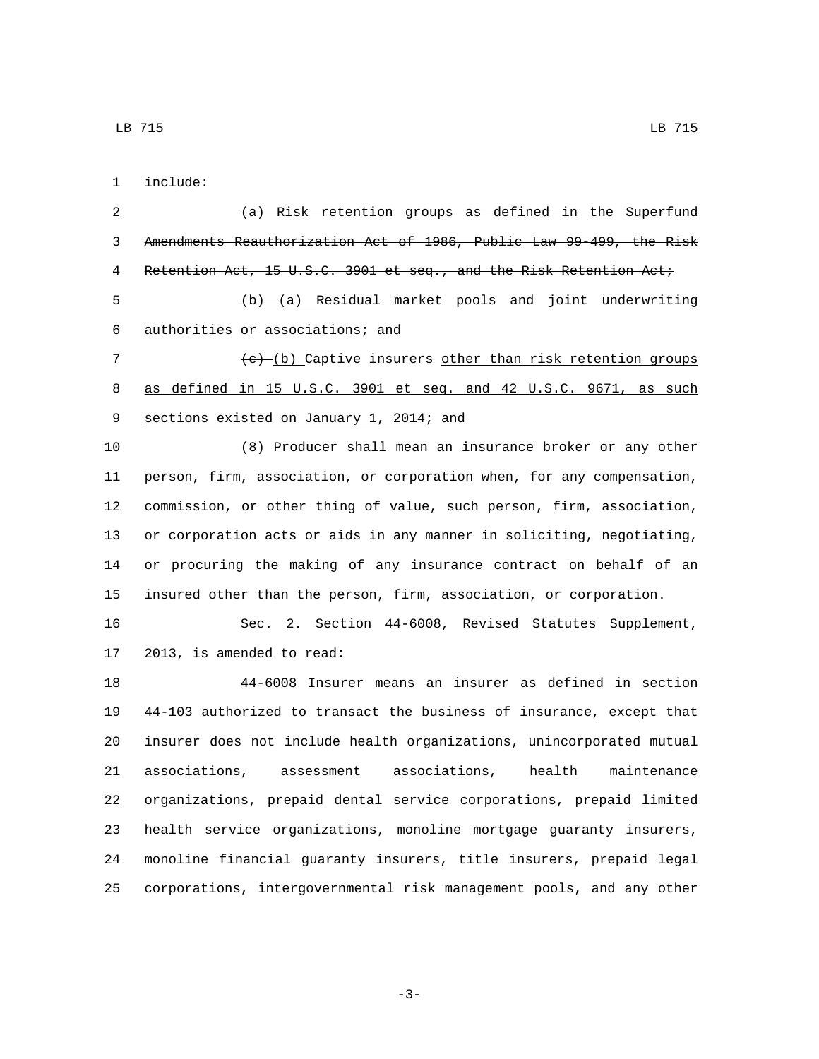include:

~~(a) Risk retention groups as defined in the Superfund Amendments Reauthorization Act of 1986, Public Law 99-499, the Risk Retention Act, 15 U.S.C. 3901 et seq., and the Risk Retention Act;~~

~~(b)~~ (a) Residual market pools and joint underwriting authorities or associations; and

~~(c)~~ (b) Captive insurers other than risk retention groups as defined in 15 U.S.C. 3901 et seq. and 42 U.S.C. 9671, as such sections existed on January 1, 2014; and

(8) Producer shall mean an insurance broker or any other person, firm, association, or corporation when, for any compensation, commission, or other thing of value, such person, firm, association, or corporation acts or aids in any manner in soliciting, negotiating, or procuring the making of any insurance contract on behalf of an insured other than the person, firm, association, or corporation.

Sec. 2. Section 44-6008, Revised Statutes Supplement, 2013, is amended to read:

44-6008 Insurer means an insurer as defined in section 44-103 authorized to transact the business of insurance, except that insurer does not include health organizations, unincorporated mutual associations, assessment associations, health maintenance organizations, prepaid dental service corporations, prepaid limited health service organizations, monoline mortgage guaranty insurers, monoline financial guaranty insurers, title insurers, prepaid legal corporations, intergovernmental risk management pools, and any other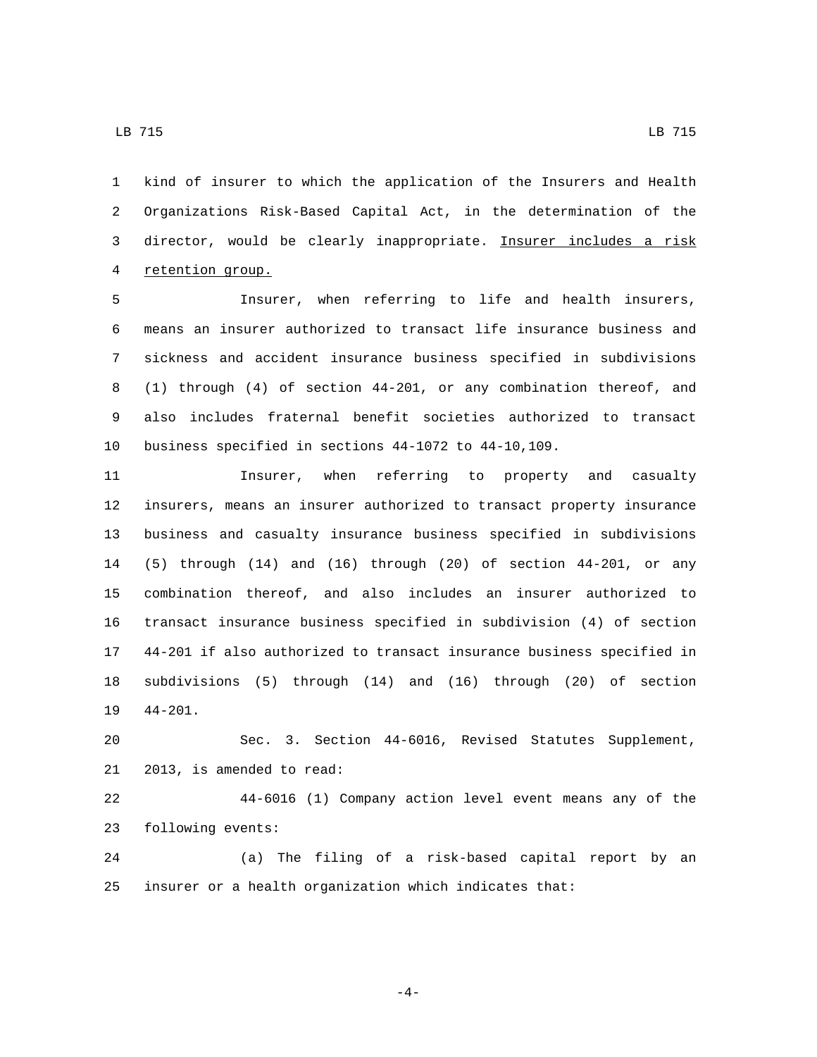kind of insurer to which the application of the Insurers and Health Organizations Risk-Based Capital Act, in the determination of the director, would be clearly inappropriate. <u>Insurer includes a risk retention group.</u>

Insurer, when referring to life and health insurers, means an insurer authorized to transact life insurance business and sickness and accident insurance business specified in subdivisions (1) through (4) of section 44-201, or any combination thereof, and also includes fraternal benefit societies authorized to transact business specified in sections 44-1072 to 44-10,109.

Insurer, when referring to property and casualty insurers, means an insurer authorized to transact property insurance business and casualty insurance business specified in subdivisions (5) through (14) and (16) through (20) of section 44-201, or any combination thereof, and also includes an insurer authorized to transact insurance business specified in subdivision (4) of section 44-201 if also authorized to transact insurance business specified in subdivisions (5) through (14) and (16) through (20) of section 44-201.

Sec. 3. Section 44-6016, Revised Statutes Supplement, 2013, is amended to read:

44-6016 (1) Company action level event means any of the following events:

(a) The filing of a risk-based capital report by an insurer or a health organization which indicates that: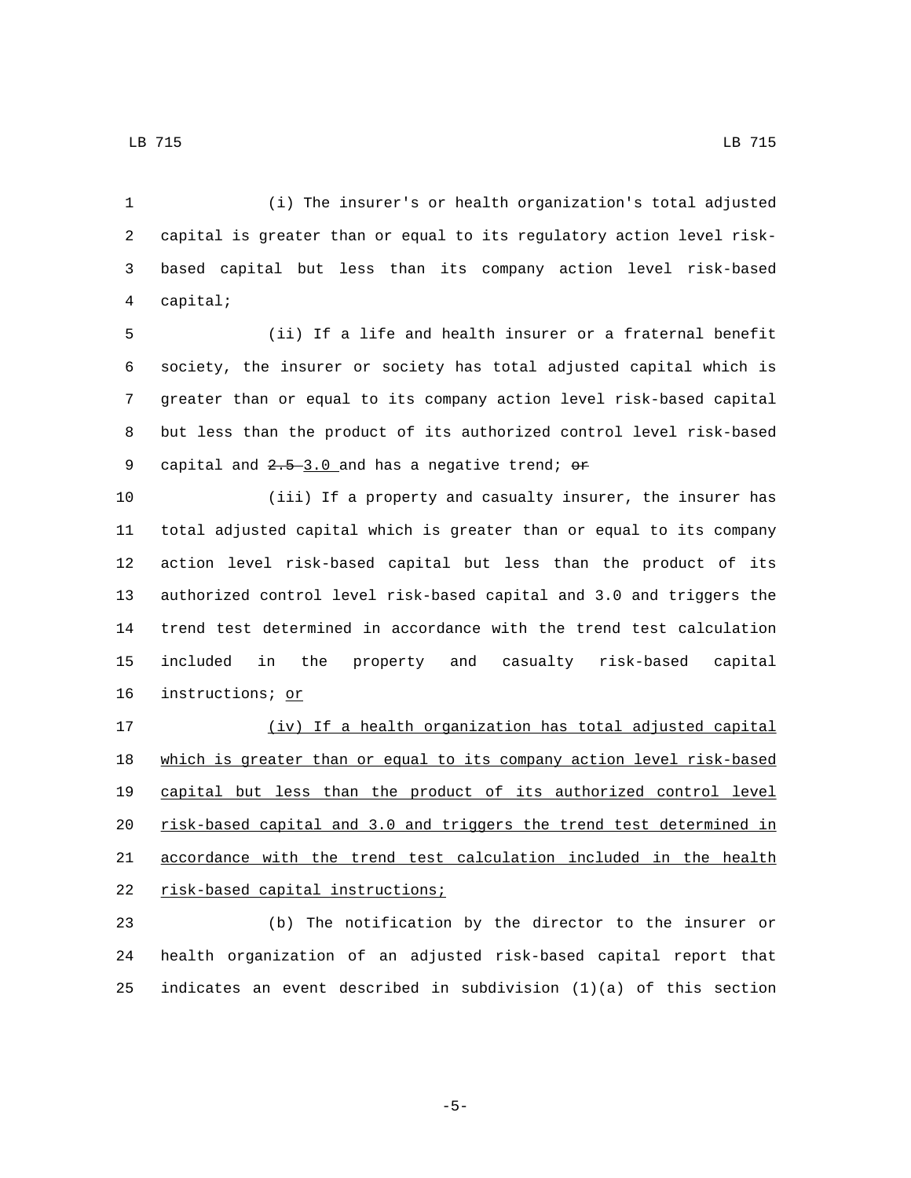(i) The insurer's or health organization's total adjusted capital is greater than or equal to its regulatory action level risk-based capital but less than its company action level risk-based capital;

(ii) If a life and health insurer or a fraternal benefit society, the insurer or society has total adjusted capital which is greater than or equal to its company action level risk-based capital but less than the product of its authorized control level risk-based capital and ~~2.5~~ 3.0 and has a negative trend; ~~or~~

(iii) If a property and casualty insurer, the insurer has total adjusted capital which is greater than or equal to its company action level risk-based capital but less than the product of its authorized control level risk-based capital and 3.0 and triggers the trend test determined in accordance with the trend test calculation included in the property and casualty risk-based capital instructions; or

(iv) If a health organization has total adjusted capital which is greater than or equal to its company action level risk-based capital but less than the product of its authorized control level risk-based capital and 3.0 and triggers the trend test determined in accordance with the trend test calculation included in the health risk-based capital instructions;

(b) The notification by the director to the insurer or health organization of an adjusted risk-based capital report that indicates an event described in subdivision (1)(a) of this section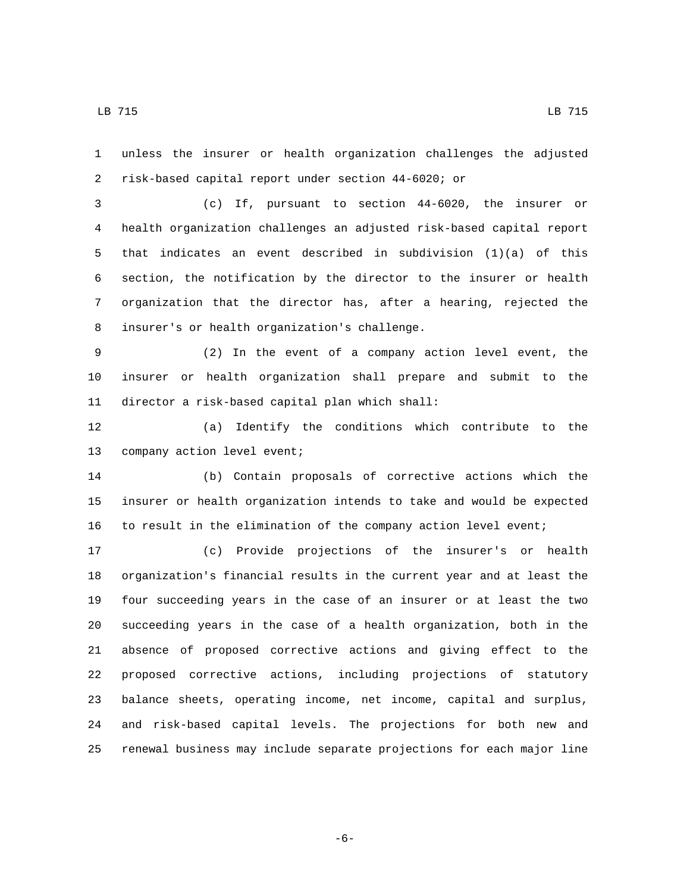unless the insurer or health organization challenges the adjusted risk-based capital report under section 44-6020; or

(c) If, pursuant to section 44-6020, the insurer or health organization challenges an adjusted risk-based capital report that indicates an event described in subdivision (1)(a) of this section, the notification by the director to the insurer or health organization that the director has, after a hearing, rejected the insurer's or health organization's challenge.

(2) In the event of a company action level event, the insurer or health organization shall prepare and submit to the director a risk-based capital plan which shall:

(a) Identify the conditions which contribute to the company action level event;

(b) Contain proposals of corrective actions which the insurer or health organization intends to take and would be expected to result in the elimination of the company action level event;

(c) Provide projections of the insurer's or health organization's financial results in the current year and at least the four succeeding years in the case of an insurer or at least the two succeeding years in the case of a health organization, both in the absence of proposed corrective actions and giving effect to the proposed corrective actions, including projections of statutory balance sheets, operating income, net income, capital and surplus, and risk-based capital levels. The projections for both new and renewal business may include separate projections for each major line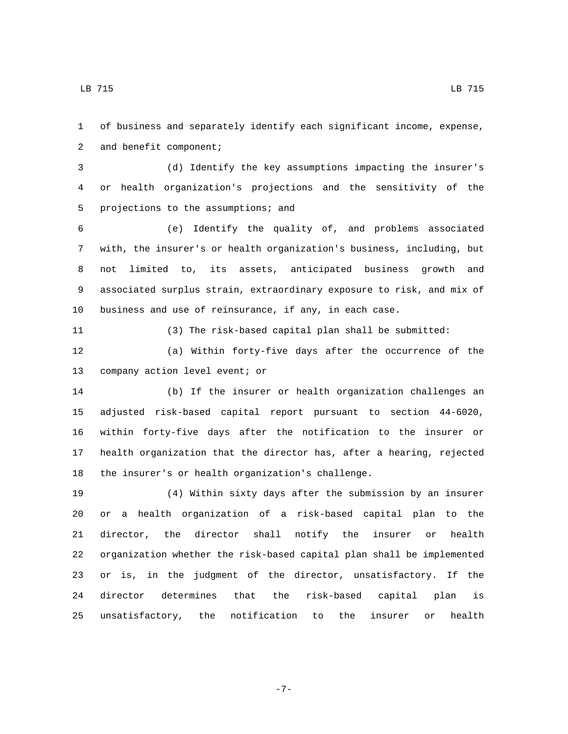of business and separately identify each significant income, expense, and benefit component;

(d) Identify the key assumptions impacting the insurer's or health organization's projections and the sensitivity of the projections to the assumptions; and

(e) Identify the quality of, and problems associated with, the insurer's or health organization's business, including, but not limited to, its assets, anticipated business growth and associated surplus strain, extraordinary exposure to risk, and mix of business and use of reinsurance, if any, in each case.

(3) The risk-based capital plan shall be submitted:

(a) Within forty-five days after the occurrence of the company action level event; or

(b) If the insurer or health organization challenges an adjusted risk-based capital report pursuant to section 44-6020, within forty-five days after the notification to the insurer or health organization that the director has, after a hearing, rejected the insurer's or health organization's challenge.

(4) Within sixty days after the submission by an insurer or a health organization of a risk-based capital plan to the director, the director shall notify the insurer or health organization whether the risk-based capital plan shall be implemented or is, in the judgment of the director, unsatisfactory. If the director determines that the risk-based capital plan is unsatisfactory, the notification to the insurer or health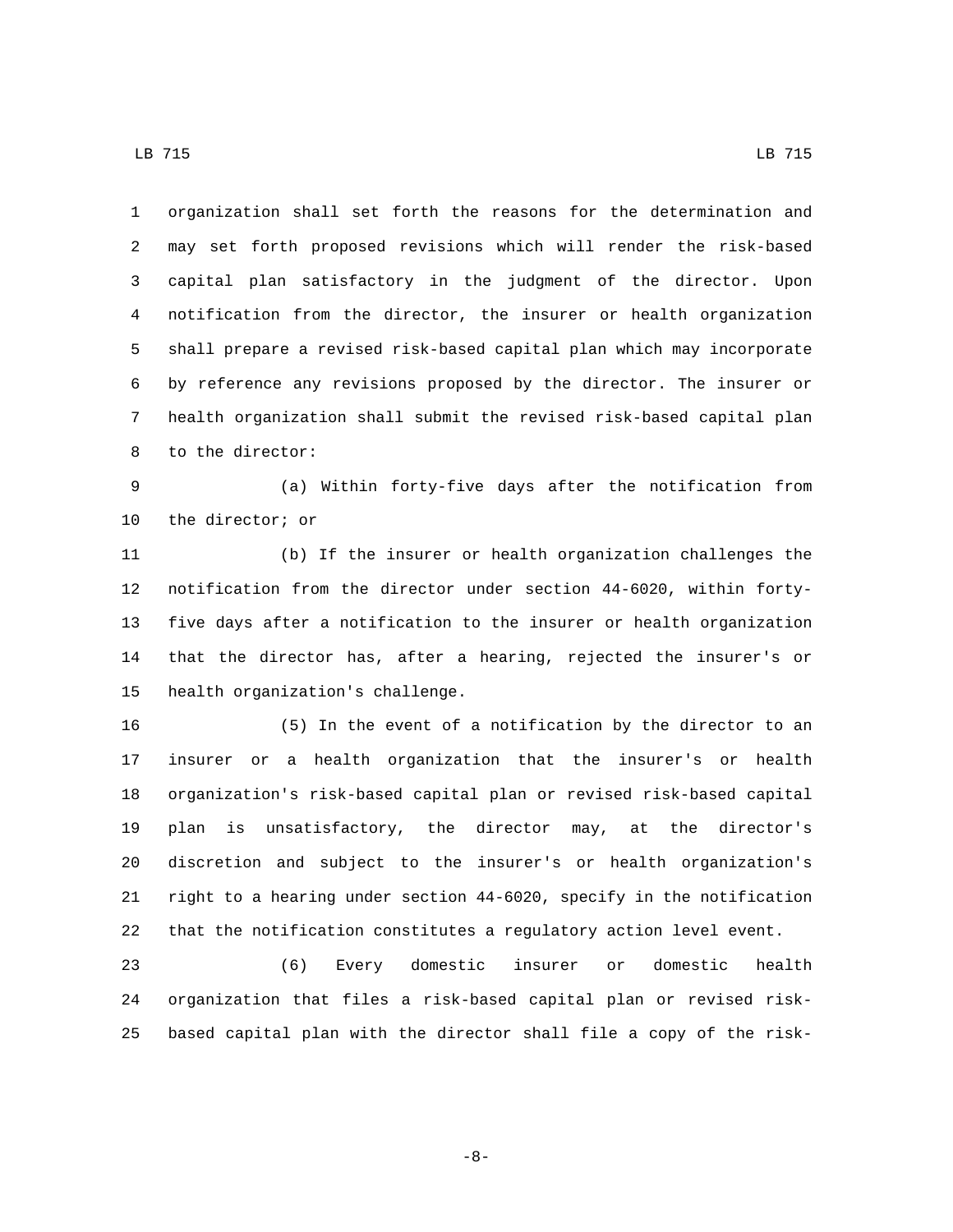organization shall set forth the reasons for the determination and may set forth proposed revisions which will render the risk-based capital plan satisfactory in the judgment of the director. Upon notification from the director, the insurer or health organization shall prepare a revised risk-based capital plan which may incorporate by reference any revisions proposed by the director. The insurer or health organization shall submit the revised risk-based capital plan to the director:

(a) Within forty-five days after the notification from the director; or

(b) If the insurer or health organization challenges the notification from the director under section 44-6020, within forty-five days after a notification to the insurer or health organization that the director has, after a hearing, rejected the insurer's or health organization's challenge.

(5) In the event of a notification by the director to an insurer or a health organization that the insurer's or health organization's risk-based capital plan or revised risk-based capital plan is unsatisfactory, the director may, at the director's discretion and subject to the insurer's or health organization's right to a hearing under section 44-6020, specify in the notification that the notification constitutes a regulatory action level event.

(6) Every domestic insurer or domestic health organization that files a risk-based capital plan or revised risk-based capital plan with the director shall file a copy of the risk-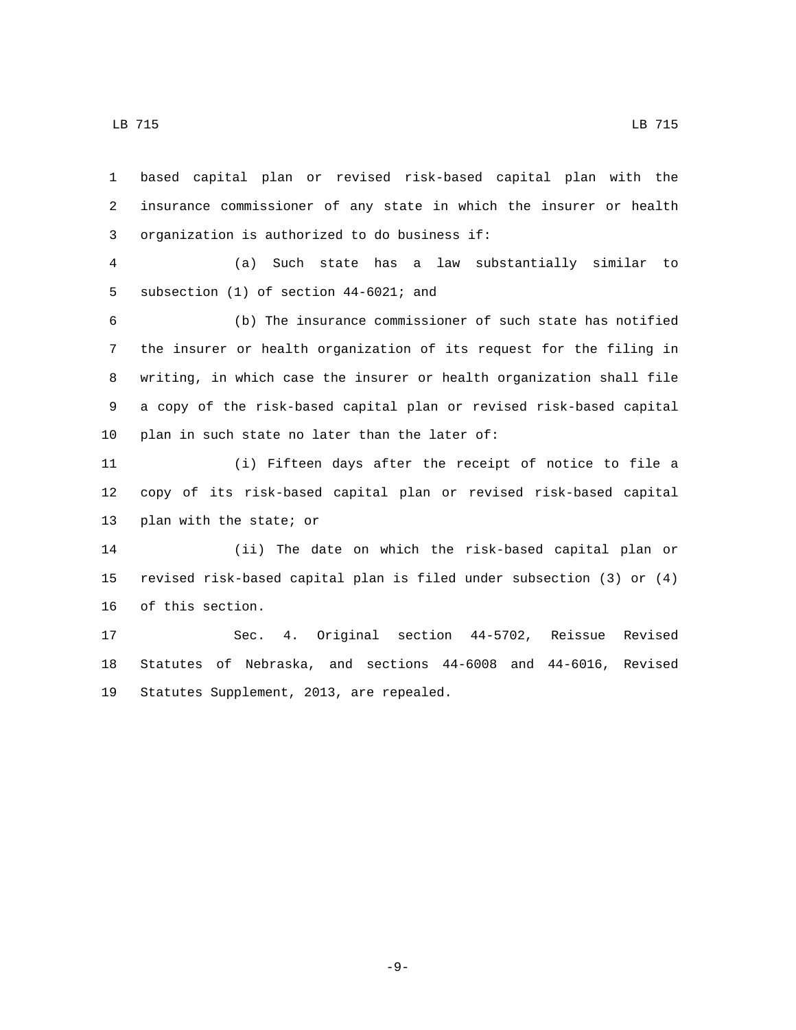based capital plan or revised risk-based capital plan with the insurance commissioner of any state in which the insurer or health organization is authorized to do business if:

(a) Such state has a law substantially similar to subsection (1) of section 44-6021; and

(b) The insurance commissioner of such state has notified the insurer or health organization of its request for the filing in writing, in which case the insurer or health organization shall file a copy of the risk-based capital plan or revised risk-based capital plan in such state no later than the later of:

(i) Fifteen days after the receipt of notice to file a copy of its risk-based capital plan or revised risk-based capital plan with the state; or

(ii) The date on which the risk-based capital plan or revised risk-based capital plan is filed under subsection (3) or (4) of this section.

Sec. 4. Original section 44-5702, Reissue Revised Statutes of Nebraska, and sections 44-6008 and 44-6016, Revised Statutes Supplement, 2013, are repealed.